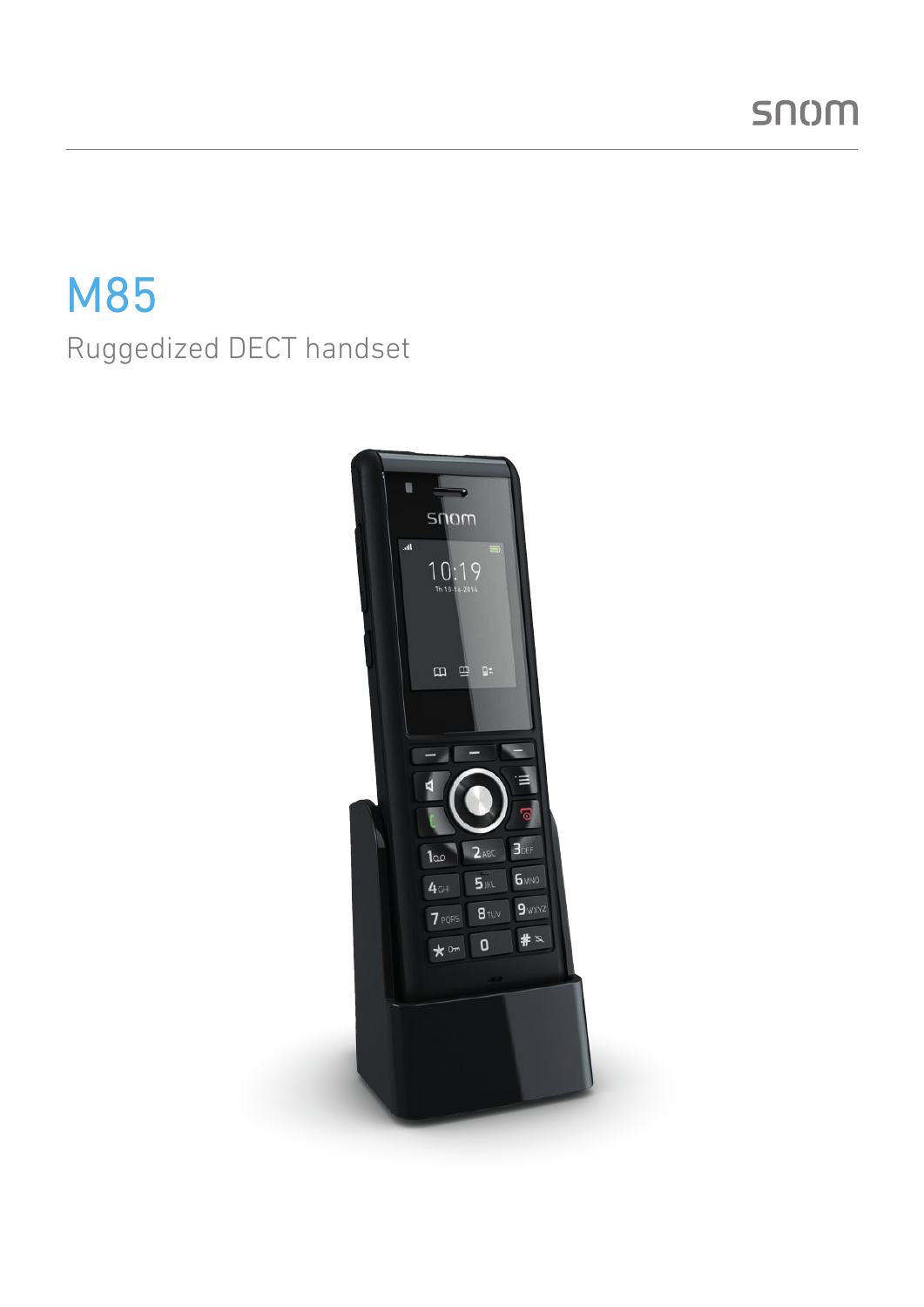snom

# M85

Ruggedized DECT handset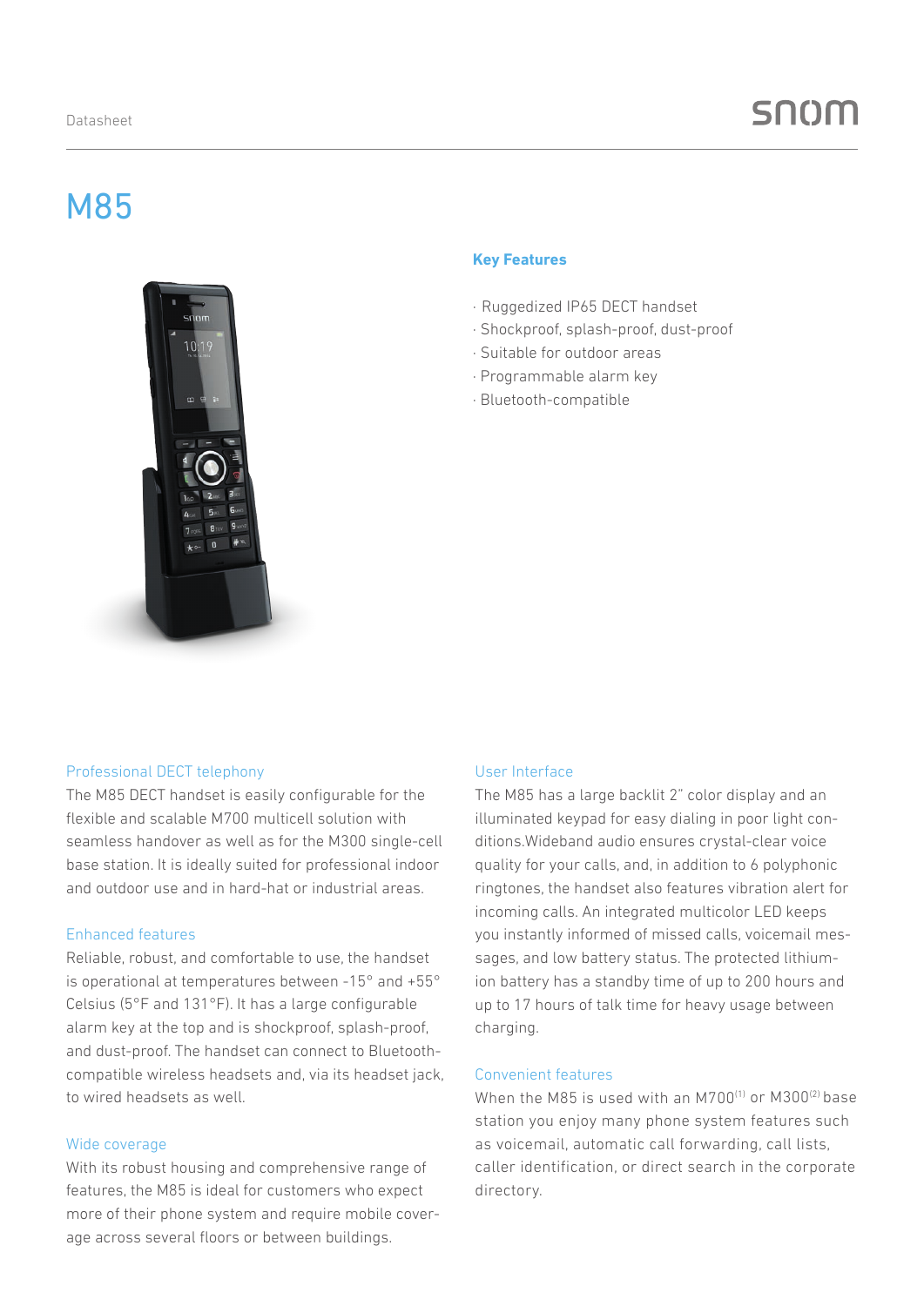# M85

## Key Features

- Ruggedized IP65 DECT handset
- Shockproof, splash-proof, dust-proof
- Suitable for outdoor areas
- Programmable alarm key
- Bluetooth-compatible

### Professional DECT telephony

The M85 DECT handset is easily configurable for the flexible and scalable M700 multicell solution with seamless handover as well as for the M300 single-cell base station. It is ideally suited for professional indoor and outdoor use and in hard-hat or industrial areas.

### Enhanced features

Reliable, robust, and comfortable to use, the handset is operational at temperatures between -15° and +55° Celsius (5°F and 131°F). It has a large configurable alarm key at the top and is shockproof, splash-proof, and dust-proof. The handset can connect to Bluetooth-compatible wireless headsets and, via its headset jack, to wired headsets as well.

### Wide coverage

With its robust housing and comprehensive range of features, the M85 is ideal for customers who expect more of their phone system and require mobile coverage across several floors or between buildings.

### User Interface

The M85 has a large backlit 2" color display and an illuminated keypad for easy dialing in poor light conditions.Wideband audio ensures crystal-clear voice quality for your calls, and, in addition to 6 polyphonic ringtones, the handset also features vibration alert for incoming calls. An integrated multicolor LED keeps you instantly informed of missed calls, voicemail messages, and low battery status. The protected lithium-ion battery has a standby time of up to 200 hours and up to 17 hours of talk time for heavy usage between charging.

### Convenient features

When the M85 is used with an M700[1] or M300[2] base station you enjoy many phone system features such as voicemail, automatic call forwarding, call lists, caller identification, or direct search in the corporate directory.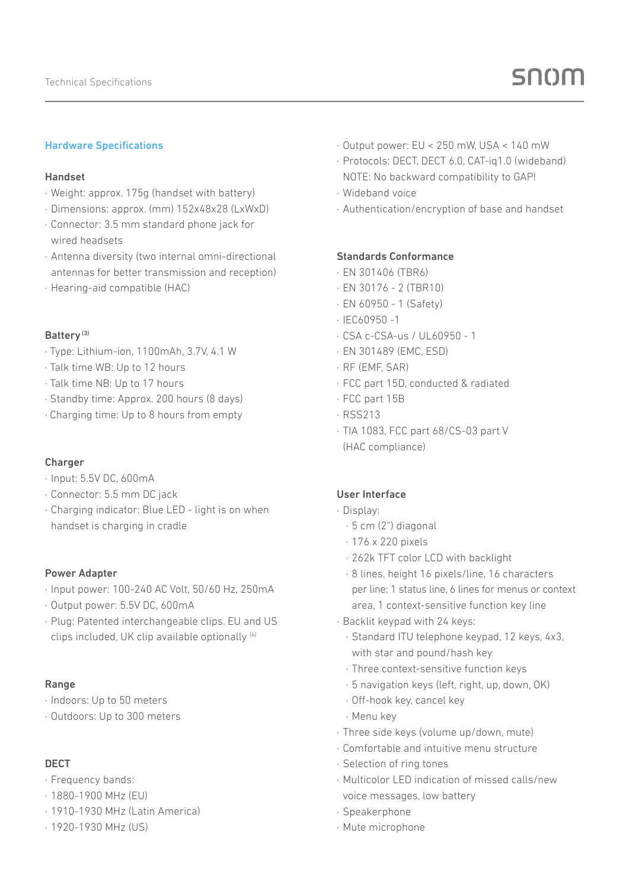## Hardware Specifications

### Handset

- Weight: approx. 175g (handset with battery)
- Dimensions: approx. (mm) 152x48x28 (LxWxD)
- Connector: 3.5 mm standard phone jack for wired headsets
- Antenna diversity (two internal omni-directional antennas for better transmission and reception)
- Hearing-aid compatible (HAC)

### Battery [3]

- Type: Lithium-ion, 1100mAh, 3.7V, 4.1 W
- Talk time WB: Up to 12 hours
- Talk time NB: Up to 17 hours
- Standby time: Approx. 200 hours (8 days)
- Charging time: Up to 8 hours from empty

### Charger

- Input: 5.5V DC, 600mA
- Connector: 5.5 mm DC jack
- Charging indicator: Blue LED - light is on when handset is charging in cradle

### Power Adapter

- Input power: 100-240 AC Volt, 50/60 Hz, 250mA
- Output power: 5.5V DC, 600mA
- Plug: Patented interchangeable clips. EU and US clips included, UK clip available optionally [4]

### Range

- Indoors: Up to 50 meters
- Outdoors: Up to 300 meters

### DECT

- Frequency bands:
- 1880-1900 MHz (EU)
- 1910-1930 MHz (Latin America)
- 1920-1930 MHz (US)
- Output power: EU < 250 mW, USA < 140 mW
- Protocols: DECT, DECT 6.0, CAT-iq1.0 (wideband) NOTE: No backward compatibility to GAP!
- Wideband voice
- Authentication/encryption of base and handset

### Standards Conformance

- EN 301406 (TBR6)
- EN 30176 - 2 (TBR10)
- EN 60950 - 1 (Safety)
- IEC60950 -1
- CSA c-CSA-us / UL60950 - 1
- EN 301489 (EMC, ESD)
- RF (EMF, SAR)
- FCC part 15D, conducted & radiated
- FCC part 15B
- RSS213
- TIA 1083, FCC part 68/CS-03 part V (HAC compliance)

### User Interface

- Display:
  - 5 cm (2") diagonal
  - 176 x 220 pixels
  - 262k TFT color LCD with backlight
  - 8 lines, height 16 pixels/line, 16 characters per line: 1 status line, 6 lines for menus or context area, 1 context-sensitive function key line
- Backlit keypad with 24 keys:
  - Standard ITU telephone keypad, 12 keys, 4x3, with star and pound/hash key
  - Three context-sensitive function keys
  - 5 navigation keys (left, right, up, down, OK)
  - Off-hook key, cancel key
  - Menu key
- Three side keys (volume up/down, mute)
- Comfortable and intuitive menu structure
- Selection of ring tones
- Multicolor LED indication of missed calls/new voice messages, low battery
- Speakerphone
- Mute microphone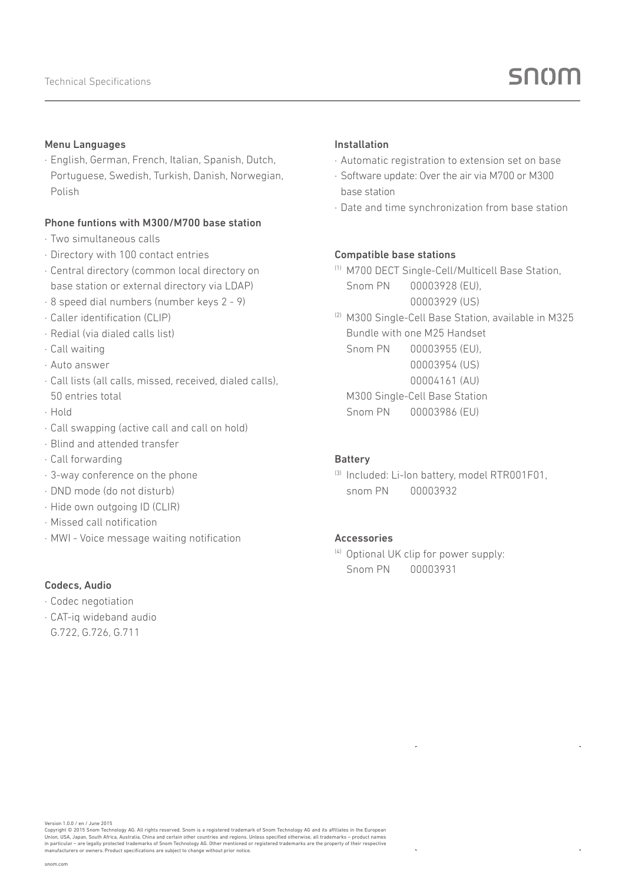### Menu Languages

- English, German, French, Italian, Spanish, Dutch, Portuguese, Swedish, Turkish, Danish, Norwegian, Polish

### Phone funtions with M300/M700 base station

- Two simultaneous calls
- Directory with 100 contact entries
- Central directory (common local directory on base station or external directory via LDAP)
- 8 speed dial numbers (number keys 2 - 9)
- Caller identification (CLIP)
- Redial (via dialed calls list)
- Call waiting
- Auto answer
- Call lists (all calls, missed, received, dialed calls), 50 entries total
- Hold
- Call swapping (active call and call on hold)
- Blind and attended transfer
- Call forwarding
- 3-way conference on the phone
- DND mode (do not disturb)
- Hide own outgoing ID (CLIR)
- Missed call notification
- MWI - Voice message waiting notification

### Codecs, Audio

- Codec negotiation
- CAT-iq wideband audio G.722, G.726, G.711

### Installation

- Automatic registration to extension set on base
- Software update: Over the air via M700 or M300 base station
- Date and time synchronization from base station

### Compatible base stations

(1) M700 DECT Single-Cell/Multicell Base Station,
Snom PN 00003928 (EU),
00003929 (US)

(2) M300 Single-Cell Base Station, available in M325 Bundle with one M25 Handset
Snom PN 00003955 (EU),
00003954 (US)
00004161 (AU)
M300 Single-Cell Base Station
Snom PN 00003986 (EU)

### Battery

(3) Included: Li-Ion battery, model RTR001F01,
snom PN 00003932

### Accessories

(4) Optional UK clip for power supply:
Snom PN 00003931

Version 1.0.0 / en / June 2015
Copyright © 2015 Snom Technology AG. All rights reserved. Snom is a registered trademark of Snom Technology AG and its affiliates in the European Union, USA, Japan, South Africa, Australia, China and certain other countries and regions. Unless specified otherwise, all trademarks – product names in particular – are legally protected trademarks of Snom Technology AG. Other mentioned or registered trademarks are the property of their respective manufacturers or owners. Product specifications are subject to change without prior notice.

snom.com